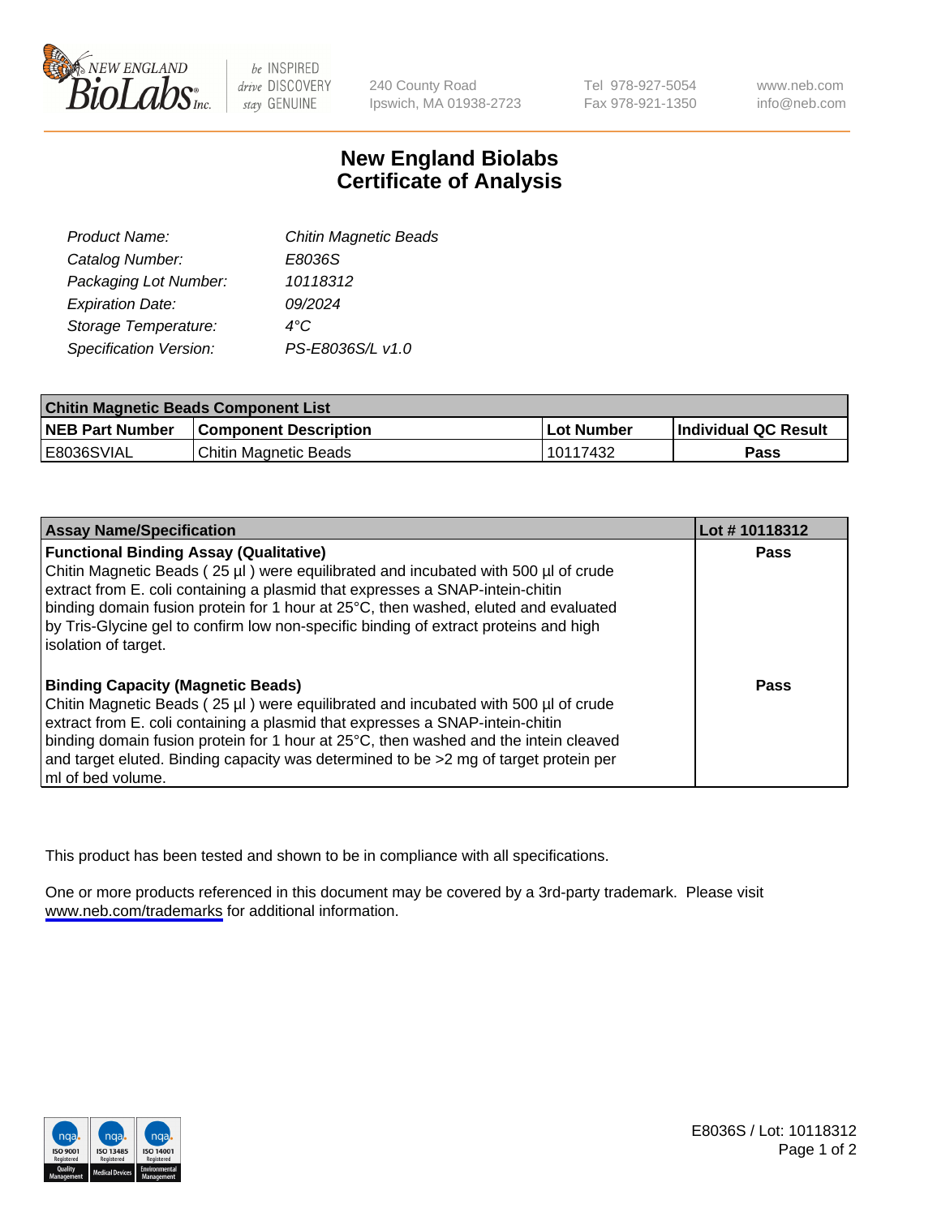# New England Biolabs Certificate of Analysis

| | |
|---|---|
| *Product Name:* | *Chitin Magnetic Beads* |
| *Catalog Number:* | *E8036S* |
| *Packaging Lot Number:* | *10118312* |
| *Expiration Date:* | *09/2024* |
| *Storage Temperature:* | *4°C* |
| *Specification Version:* | *PS-E8036S/L v1.0* |

| **Chitin Magnetic Beads Component List** | | | |
|---|---|---|---|
| **NEB Part Number** | **Component Description** | **Lot Number** | **Individual QC Result** |
| E8036SVIAL | Chitin Magnetic Beads | 10117432 | **Pass** |

| **Assay Name/Specification** | **Lot # 10118312** |
|---|---|
| **Functional Binding Assay (Qualitative)** Chitin Magnetic Beads ( 25 µl ) were equilibrated and incubated with 500 µl of crude extract from E. coli containing a plasmid that expresses a SNAP-intein-chitin binding domain fusion protein for 1 hour at 25°C, then washed, eluted and evaluated by Tris-Glycine gel to confirm low non-specific binding of extract proteins and high isolation of target. | **Pass** |
| **Binding Capacity (Magnetic Beads)** Chitin Magnetic Beads ( 25 µl ) were equilibrated and incubated with 500 µl of crude extract from E. coli containing a plasmid that expresses a SNAP-intein-chitin binding domain fusion protein for 1 hour at 25°C, then washed and the intein cleaved and target eluted. Binding capacity was determined to be >2 mg of target protein per ml of bed volume. | **Pass** |

This product has been tested and shown to be in compliance with all specifications.

One or more products referenced in this document may be covered by a 3rd-party trademark. Please visit www.neb.com/trademarks for additional information.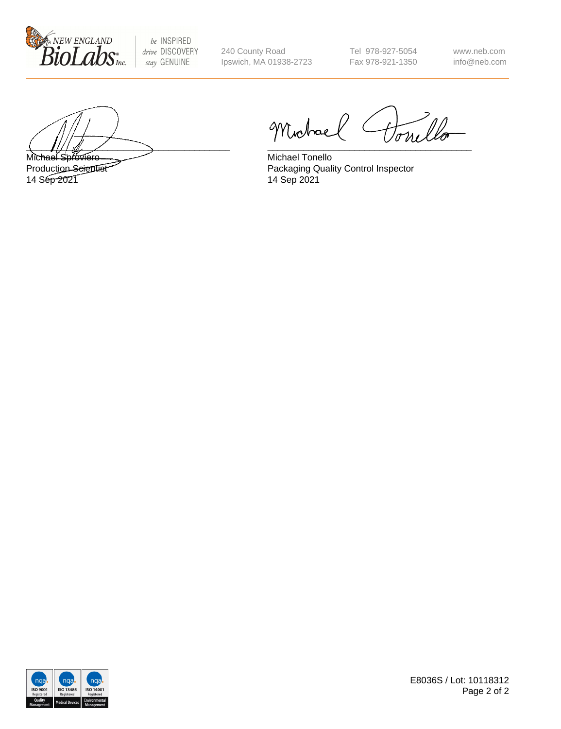Michael Sproviero
Production Scientist
14 Sep 2021

Michael Tonello
Packaging Quality Control Inspector
14 Sep 2021

E8036S / Lot: 10118312